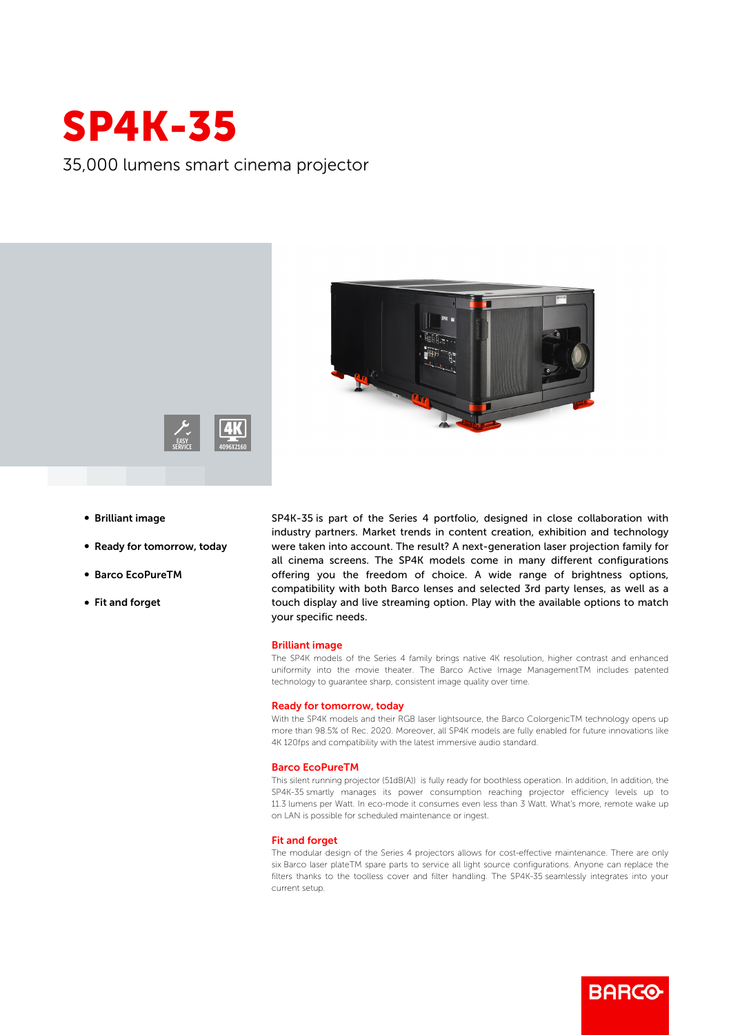# SP4K-35

35,000 lumens smart cinema projector

EASY SERVICE

4K 4096X2160

- **Brilliant image**
- **Ready for tomorrow, today**
- **Barco EcoPureTM**
- **Fit and forget**

SP4K-35 is part of the Series 4 portfolio, designed in close collaboration with industry partners. Market trends in content creation, exhibition and technology were taken into account. The result? A next-generation laser projection family for all cinema screens. The SP4K models come in many different configurations offering you the freedom of choice. A wide range of brightness options, compatibility with both Barco lenses and selected 3rd party lenses, as well as a touch display and live streaming option. Play with the available options to match your specific needs.

## Brilliant image

The SP4K models of the Series 4 family brings native 4K resolution, higher contrast and enhanced uniformity into the movie theater. The Barco Active Image ManagementTM includes patented technology to guarantee sharp, consistent image quality over time.

## Ready for tomorrow, today

With the SP4K models and their RGB laser lightsource, the Barco ColorgenicTM technology opens up more than 98.5% of Rec. 2020. Moreover, all SP4K models are fully enabled for future innovations like 4K 120fps and compatibility with the latest immersive audio standard.

## Barco EcoPureTM

This silent running projector (51dB(A)) is fully ready for boothless operation. In addition, In addition, the SP4K-35 smartly manages its power consumption reaching projector efficiency levels up to 11.3 lumens per Watt. In eco-mode it consumes even less than 3 Watt. What's more, remote wake up on LAN is possible for scheduled maintenance or ingest.

## Fit and forget

The modular design of the Series 4 projectors allows for cost-effective maintenance. There are only six Barco laser plateTM spare parts to service all light source configurations. Anyone can replace the filters thanks to the toolless cover and filter handling. The SP4K-35 seamlessly integrates into your current setup.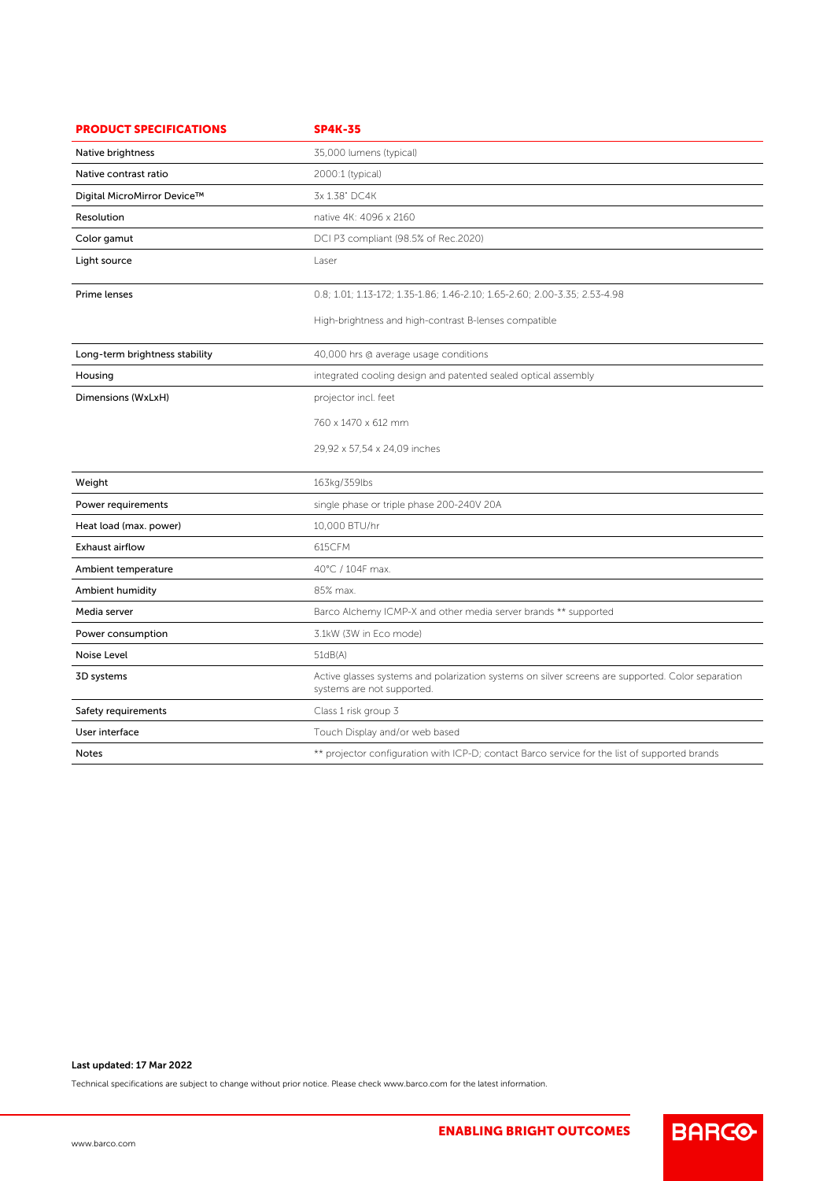| PRODUCT SPECIFICATIONS | SP4K-35 |
|---|---|
| Native brightness | 35,000 lumens (typical) |
| Native contrast ratio | 2000:1 (typical) |
| Digital MicroMirror Device™ | 3x 1.38" DC4K |
| Resolution | native 4K: 4096 x 2160 |
| Color gamut | DCI P3 compliant (98.5% of Rec.2020) |
| Light source | Laser |
| Prime lenses | 0.8; 1.01; 1.13-172; 1.35-1.86; 1.46-2.10; 1.65-2.60; 2.00-3.35; 2.53-4.98<br><br>High-brightness and high-contrast B-lenses compatible |
| Long-term brightness stability | 40,000 hrs @ average usage conditions |
| Housing | integrated cooling design and patented sealed optical assembly |
| Dimensions (WxLxH) | projector incl. feet<br><br>760 x 1470 x 612 mm<br><br>29,92 x 57,54 x 24,09 inches |
| Weight | 163kg/359lbs |
| Power requirements | single phase or triple phase 200-240V 20A |
| Heat load (max. power) | 10,000 BTU/hr |
| Exhaust airflow | 615CFM |
| Ambient temperature | 40°C / 104F max. |
| Ambient humidity | 85% max. |
| Media server | Barco Alchemy ICMP-X and other media server brands ** supported |
| Power consumption | 3.1kW (3W in Eco mode) |
| Noise Level | 51dB(A) |
| 3D systems | Active glasses systems and polarization systems on silver screens are supported. Color separation systems are not supported. |
| Safety requirements | Class 1 risk group 3 |
| User interface | Touch Display and/or web based |
| Notes | ** projector configuration with ICP-D; contact Barco service for the list of supported brands |

**Last updated: 17 Mar 2022**

Technical specifications are subject to change without prior notice. Please check www.barco.com for the latest information.